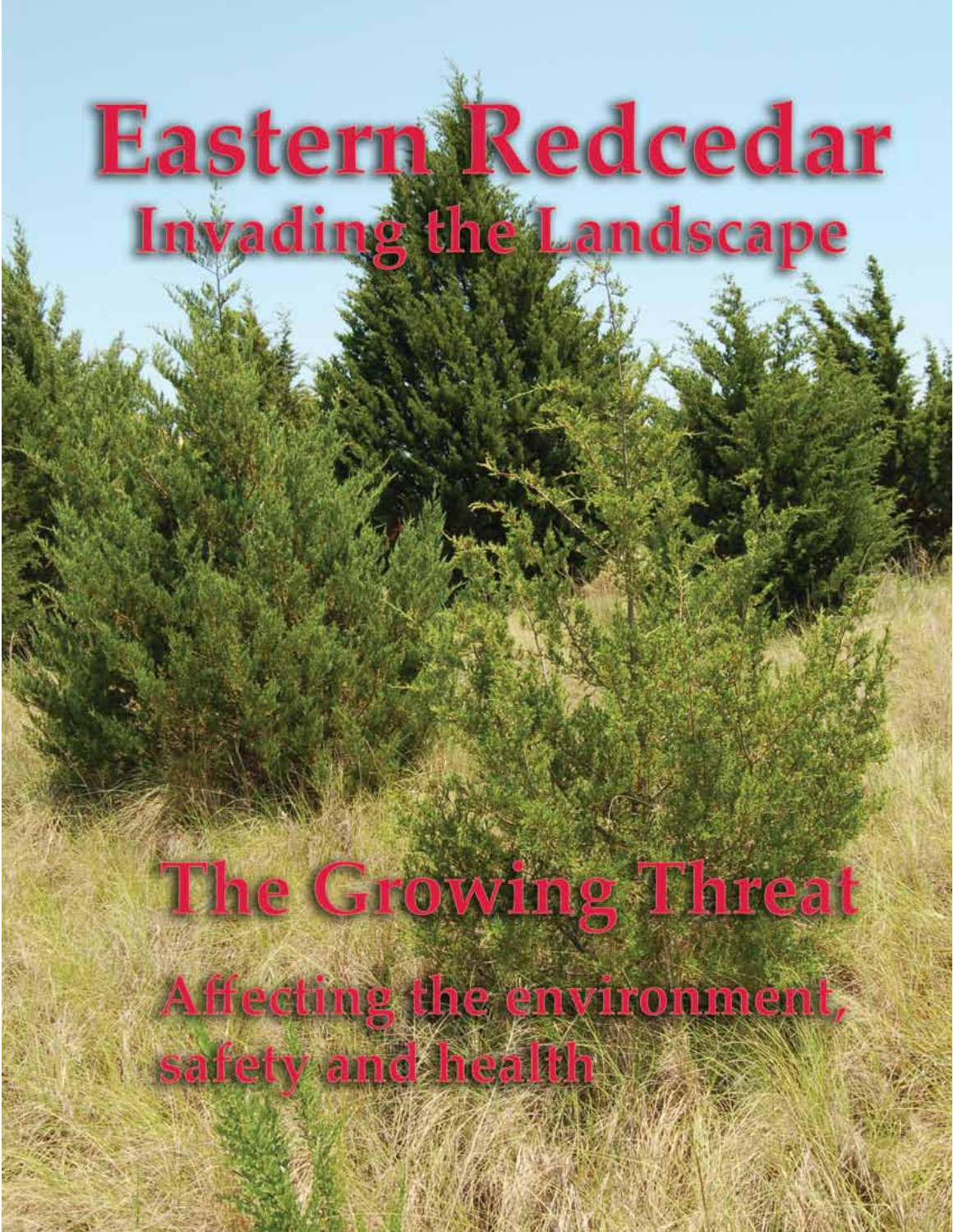# Eastern Redcedar

## Invading the Landscape

# The Growing Threat

## Affecting the environment, safety and health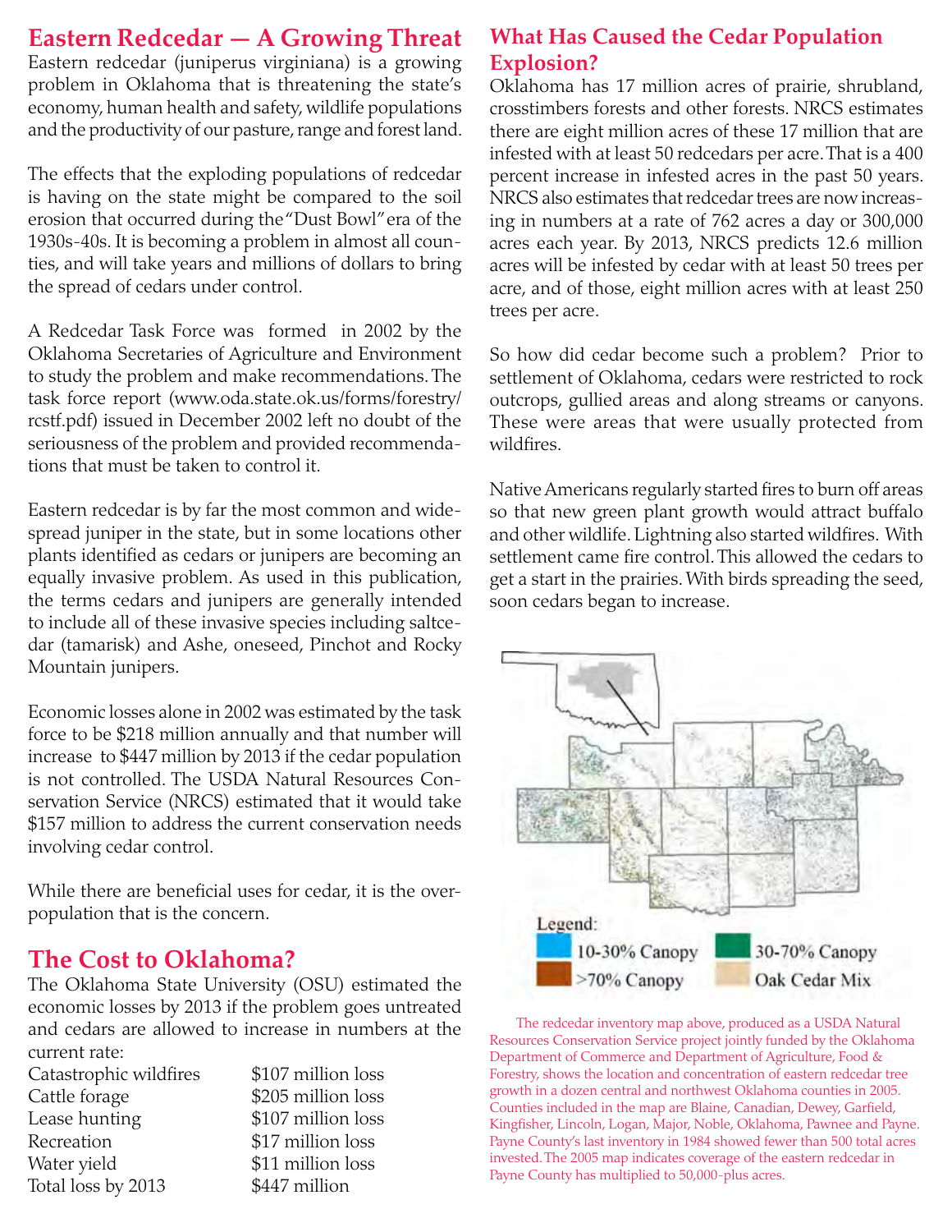## Eastern Redcedar — A Growing Threat

Eastern redcedar (juniperus virginiana) is a growing problem in Oklahoma that is threatening the state's economy, human health and safety, wildlife populations and the productivity of our pasture, range and forest land.

The effects that the exploding populations of redcedar is having on the state might be compared to the soil erosion that occurred during the "Dust Bowl" era of the 1930s-40s. It is becoming a problem in almost all counties, and will take years and millions of dollars to bring the spread of cedars under control.

A Redcedar Task Force was formed in 2002 by the Oklahoma Secretaries of Agriculture and Environment to study the problem and make recommendations. The task force report (www.oda.state.ok.us/forms/forestry/rcstf.pdf) issued in December 2002 left no doubt of the seriousness of the problem and provided recommendations that must be taken to control it.

Eastern redcedar is by far the most common and widespread juniper in the state, but in some locations other plants identified as cedars or junipers are becoming an equally invasive problem. As used in this publication, the terms cedars and junipers are generally intended to include all of these invasive species including saltcedar (tamarisk) and Ashe, oneseed, Pinchot and Rocky Mountain junipers.

Economic losses alone in 2002 was estimated by the task force to be $218 million annually and that number will increase to $447 million by 2013 if the cedar population is not controlled. The USDA Natural Resources Conservation Service (NRCS) estimated that it would take $157 million to address the current conservation needs involving cedar control.

While there are beneficial uses for cedar, it is the overpopulation that is the concern.

## The Cost to Oklahoma?

The Oklahoma State University (OSU) estimated the economic losses by 2013 if the problem goes untreated and cedars are allowed to increase in numbers at the current rate:

| | |
|---|---|
| Catastrophic wildfires | $107 million loss |
| Cattle forage | $205 million loss |
| Lease hunting | $107 million loss |
| Recreation | $17 million loss |
| Water yield | $11 million loss |
| Total loss by 2013 | $447 million |

## What Has Caused the Cedar Population Explosion?

Oklahoma has 17 million acres of prairie, shrubland, crosstimbers forests and other forests. NRCS estimates there are eight million acres of these 17 million that are infested with at least 50 redcedars per acre. That is a 400 percent increase in infested acres in the past 50 years. NRCS also estimates that redcedar trees are now increasing in numbers at a rate of 762 acres a day or 300,000 acres each year. By 2013, NRCS predicts 12.6 million acres will be infested by cedar with at least 50 trees per acre, and of those, eight million acres with at least 250 trees per acre.

So how did cedar become such a problem? Prior to settlement of Oklahoma, cedars were restricted to rock outcrops, gullied areas and along streams or canyons. These were areas that were usually protected from wildfires.

Native Americans regularly started fires to burn off areas so that new green plant growth would attract buffalo and other wildlife. Lightning also started wildfires. With settlement came fire control. This allowed the cedars to get a start in the prairies. With birds spreading the seed, soon cedars began to increase.

Legend:
10-30% Canopy
30-70% Canopy
>70% Canopy
Oak Cedar Mix

The redcedar inventory map above, produced as a USDA Natural Resources Conservation Service project jointly funded by the Oklahoma Department of Commerce and Department of Agriculture, Food & Forestry, shows the location and concentration of eastern redcedar tree growth in a dozen central and northwest Oklahoma counties in 2005. Counties included in the map are Blaine, Canadian, Dewey, Garfield, Kingfisher, Lincoln, Logan, Major, Noble, Oklahoma, Pawnee and Payne. Payne County's last inventory in 1984 showed fewer than 500 total acres invested. The 2005 map indicates coverage of the eastern redcedar in Payne County has multiplied to 50,000-plus acres.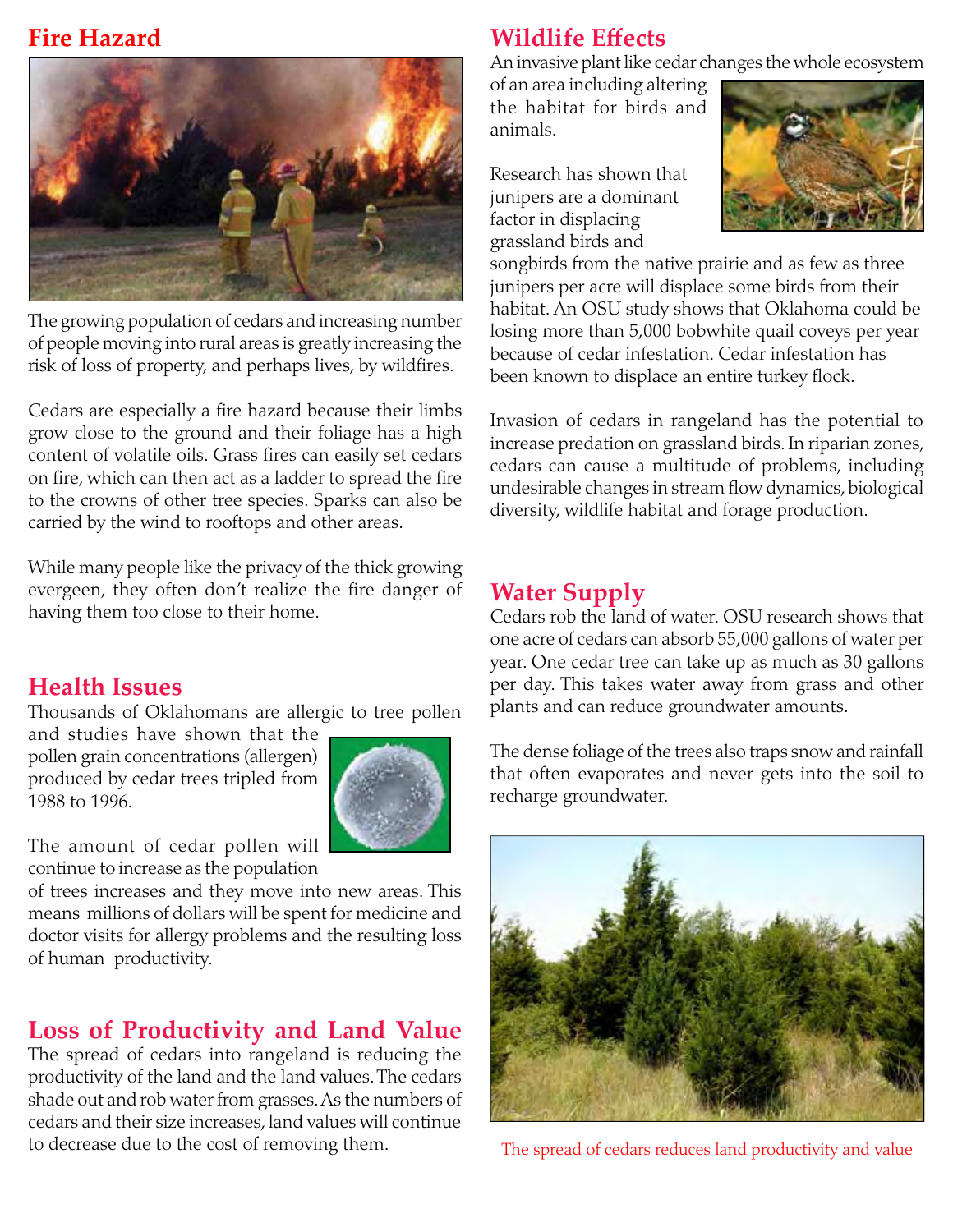## Fire Hazard

The growing population of cedars and increasing number of people moving into rural areas is greatly increasing the risk of loss of property, and perhaps lives, by wildfires.

Cedars are especially a fire hazard because their limbs grow close to the ground and their foliage has a high content of volatile oils. Grass fires can easily set cedars on fire, which can then act as a ladder to spread the fire to the crowns of other tree species. Sparks can also be carried by the wind to rooftops and other areas.

While many people like the privacy of the thick growing evergeen, they often don't realize the fire danger of having them too close to their home.

## Health Issues

Thousands of Oklahomans are allergic to tree pollen and studies have shown that the pollen grain concentrations (allergen) produced by cedar trees tripled from 1988 to 1996.

The amount of cedar pollen will continue to increase as the population of trees increases and they move into new areas. This means millions of dollars will be spent for medicine and doctor visits for allergy problems and the resulting loss of human productivity.

## Loss of Productivity and Land Value

The spread of cedars into rangeland is reducing the productivity of the land and the land values. The cedars shade out and rob water from grasses. As the numbers of cedars and their size increases, land values will continue to decrease due to the cost of removing them.

## Wildlife Effects

An invasive plant like cedar changes the whole ecosystem of an area including altering the habitat for birds and animals.

Research has shown that junipers are a dominant factor in displacing grassland birds and songbirds from the native prairie and as few as three junipers per acre will displace some birds from their habitat. An OSU study shows that Oklahoma could be losing more than 5,000 bobwhite quail coveys per year because of cedar infestation. Cedar infestation has been known to displace an entire turkey flock.

Invasion of cedars in rangeland has the potential to increase predation on grassland birds. In riparian zones, cedars can cause a multitude of problems, including undesirable changes in stream flow dynamics, biological diversity, wildlife habitat and forage production.

## Water Supply

Cedars rob the land of water. OSU research shows that one acre of cedars can absorb 55,000 gallons of water per year. One cedar tree can take up as much as 30 gallons per day. This takes water away from grass and other plants and can reduce groundwater amounts.

The dense foliage of the trees also traps snow and rainfall that often evaporates and never gets into the soil to recharge groundwater.

The spread of cedars reduces land productivity and value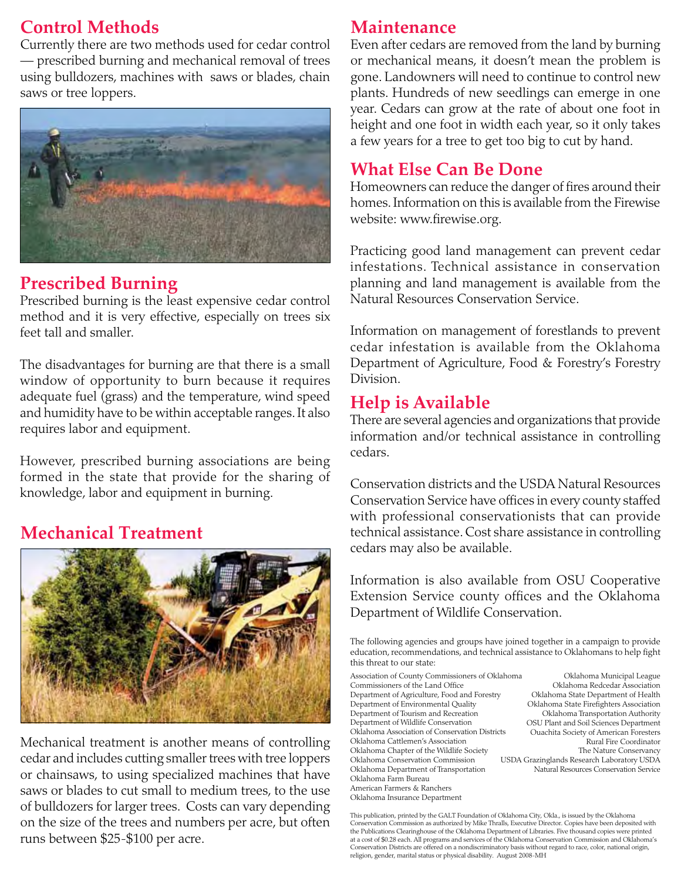## Control Methods

Currently there are two methods used for cedar control — prescribed burning and mechanical removal of trees using bulldozers, machines with saws or blades, chain saws or tree loppers.

## Prescribed Burning

Prescribed burning is the least expensive cedar control method and it is very effective, especially on trees six feet tall and smaller.

The disadvantages for burning are that there is a small window of opportunity to burn because it requires adequate fuel (grass) and the temperature, wind speed and humidity have to be within acceptable ranges. It also requires labor and equipment.

However, prescribed burning associations are being formed in the state that provide for the sharing of knowledge, labor and equipment in burning.

## Mechanical Treatment

Mechanical treatment is another means of controlling cedar and includes cutting smaller trees with tree loppers or chainsaws, to using specialized machines that have saws or blades to cut small to medium trees, to the use of bulldozers for larger trees. Costs can vary depending on the size of the trees and numbers per acre, but often runs between $25-$100 per acre.

## Maintenance

Even after cedars are removed from the land by burning or mechanical means, it doesn't mean the problem is gone. Landowners will need to continue to control new plants. Hundreds of new seedlings can emerge in one year. Cedars can grow at the rate of about one foot in height and one foot in width each year, so it only takes a few years for a tree to get too big to cut by hand.

## What Else Can Be Done

Homeowners can reduce the danger of fires around their homes. Information on this is available from the Firewise website: www.firewise.org.

Practicing good land management can prevent cedar infestations. Technical assistance in conservation planning and land management is available from the Natural Resources Conservation Service.

Information on management of forestlands to prevent cedar infestation is available from the Oklahoma Department of Agriculture, Food & Forestry's Forestry Division.

## Help is Available

There are several agencies and organizations that provide information and/or technical assistance in controlling cedars.

Conservation districts and the USDA Natural Resources Conservation Service have offices in every county staffed with professional conservationists that can provide technical assistance. Cost share assistance in controlling cedars may also be available.

Information is also available from OSU Cooperative Extension Service county offices and the Oklahoma Department of Wildlife Conservation.

The following agencies and groups have joined together in a campaign to provide education, recommendations, and technical assistance to Oklahomans to help fight this threat to our state:

Association of County Commissioners of Oklahoma
Commissioners of the Land Office
Department of Agriculture, Food and Forestry
Department of Environmental Quality
Department of Tourism and Recreation
Department of Wildlife Conservation
Oklahoma Association of Conservation Districts
Oklahoma Cattlemen's Association
Oklahoma Chapter of the Wildlife Society
Oklahoma Conservation Commission
Oklahoma Department of Transportation
Oklahoma Farm Bureau
American Farmers & Ranchers
Oklahoma Insurance Department
Oklahoma Municipal League
Oklahoma Redcedar Association
Oklahoma State Department of Health
Oklahoma State Firefighters Association
Oklahoma Transportation Authority
OSU Plant and Soil Sciences Department
Ouachita Society of American Foresters
Rural Fire Coordinator
The Nature Conservancy
USDA Grazinglands Research Laboratory USDA
Natural Resources Conservation Service

This publication, printed by the GALT Foundation of Oklahoma City, Okla., is issued by the Oklahoma Conservation Commission as authorized by Mike Thralls, Executive Director. Copies have been deposited with the Publications Clearinghouse of the Oklahoma Department of Libraries. Five thousand copies were printed at a cost of $0.28 each. All programs and services of the Oklahoma Conservation Commission and Oklahoma's Conservation Districts are offered on a nondiscriminatory basis without regard to race, color, national origin, religion, gender, marital status or physical disability. August 2008-MH